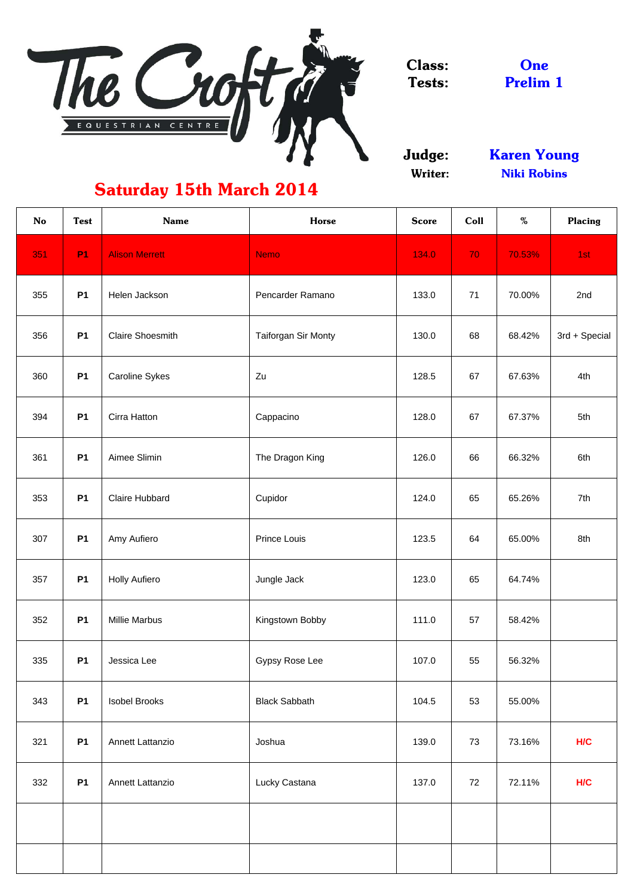# The Croft Equestrian Centre

**Class:** One
**Tests:** Prelim 1

**Judge:** Karen Young
**Writer:** Niki Robins

## Saturday 15th March 2014

| No | Test | Name | Horse | Score | Coll | % | Placing |
|---|---|---|---|---|---|---|---|
| 351 | P1 | Alison Merrett | Nemo | 134.0 | 70 | 70.53% | 1st |
| 355 | P1 | Helen Jackson | Pencarder Ramano | 133.0 | 71 | 70.00% | 2nd |
| 356 | P1 | Claire Shoesmith | Taiforgan Sir Monty | 130.0 | 68 | 68.42% | 3rd + Special |
| 360 | P1 | Caroline Sykes | Zu | 128.5 | 67 | 67.63% | 4th |
| 394 | P1 | Cirra Hatton | Cappacino | 128.0 | 67 | 67.37% | 5th |
| 361 | P1 | Aimee Slimin | The Dragon King | 126.0 | 66 | 66.32% | 6th |
| 353 | P1 | Claire Hubbard | Cupidor | 124.0 | 65 | 65.26% | 7th |
| 307 | P1 | Amy Aufiero | Prince Louis | 123.5 | 64 | 65.00% | 8th |
| 357 | P1 | Holly Aufiero | Jungle Jack | 123.0 | 65 | 64.74% | |
| 352 | P1 | Millie Marbus | Kingstown Bobby | 111.0 | 57 | 58.42% | |
| 335 | P1 | Jessica Lee | Gypsy Rose Lee | 107.0 | 55 | 56.32% | |
| 343 | P1 | Isobel Brooks | Black Sabbath | 104.5 | 53 | 55.00% | |
| 321 | P1 | Annett Lattanzio | Joshua | 139.0 | 73 | 73.16% | H/C |
| 332 | P1 | Annett Lattanzio | Lucky Castana | 137.0 | 72 | 72.11% | H/C |
| | | | | | | | |
| | | | | | | | |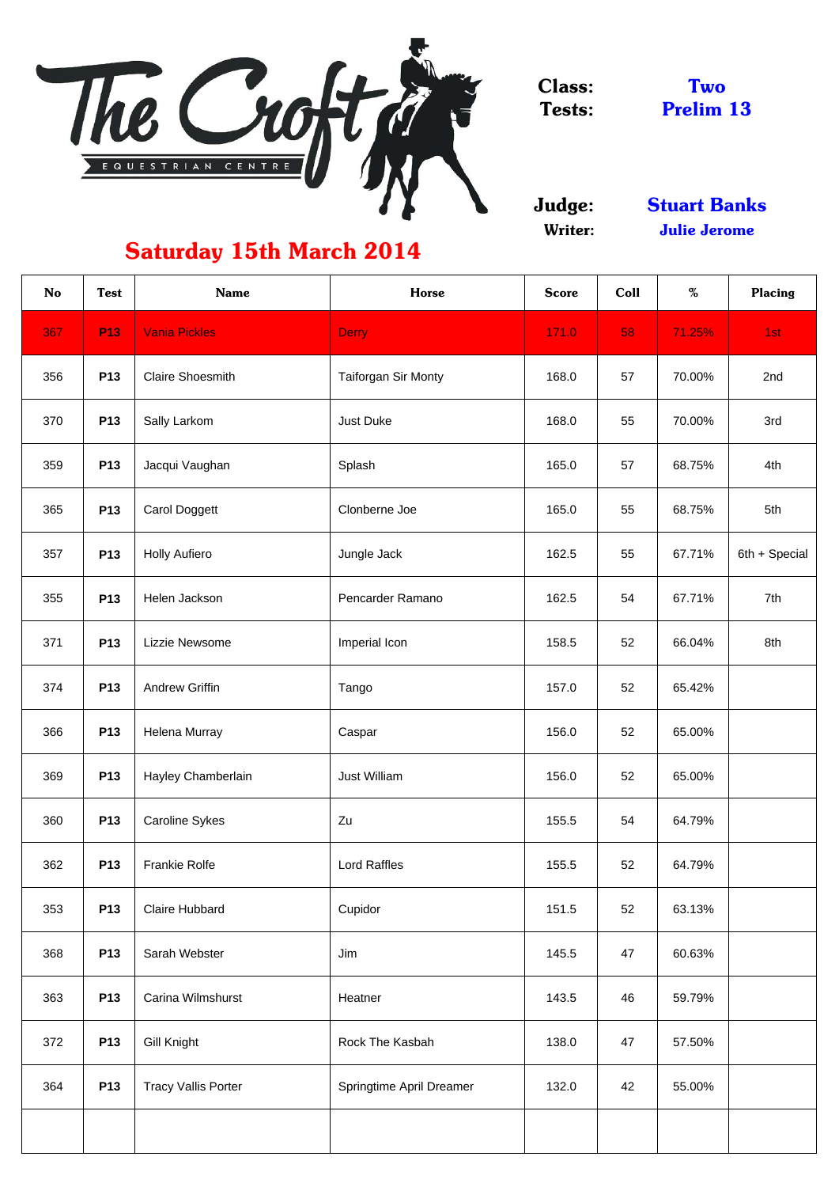# The Croft Equestrian Centre

**Class:** Two
**Tests:** Prelim 13

**Judge:** Stuart Banks
**Writer:** Julie Jerome

## Saturday 15th March 2014

| No | Test | Name | Horse | Score | Coll | % | Placing |
|---|---|---|---|---|---|---|---|
| 367 | P13 | Vania Pickles | Derry | 171.0 | 58 | 71.25% | 1st |
| 356 | P13 | Claire Shoesmith | Taiforgan Sir Monty | 168.0 | 57 | 70.00% | 2nd |
| 370 | P13 | Sally Larkom | Just Duke | 168.0 | 55 | 70.00% | 3rd |
| 359 | P13 | Jacqui Vaughan | Splash | 165.0 | 57 | 68.75% | 4th |
| 365 | P13 | Carol Doggett | Clonberne Joe | 165.0 | 55 | 68.75% | 5th |
| 357 | P13 | Holly Aufiero | Jungle Jack | 162.5 | 55 | 67.71% | 6th + Special |
| 355 | P13 | Helen Jackson | Pencarder Ramano | 162.5 | 54 | 67.71% | 7th |
| 371 | P13 | Lizzie Newsome | Imperial Icon | 158.5 | 52 | 66.04% | 8th |
| 374 | P13 | Andrew Griffin | Tango | 157.0 | 52 | 65.42% | |
| 366 | P13 | Helena Murray | Caspar | 156.0 | 52 | 65.00% | |
| 369 | P13 | Hayley Chamberlain | Just William | 156.0 | 52 | 65.00% | |
| 360 | P13 | Caroline Sykes | Zu | 155.5 | 54 | 64.79% | |
| 362 | P13 | Frankie Rolfe | Lord Raffles | 155.5 | 52 | 64.79% | |
| 353 | P13 | Claire Hubbard | Cupidor | 151.5 | 52 | 63.13% | |
| 368 | P13 | Sarah Webster | Jim | 145.5 | 47 | 60.63% | |
| 363 | P13 | Carina Wilmshurst | Heatner | 143.5 | 46 | 59.79% | |
| 372 | P13 | Gill Knight | Rock The Kasbah | 138.0 | 47 | 57.50% | |
| 364 | P13 | Tracy Vallis Porter | Springtime April Dreamer | 132.0 | 42 | 55.00% | |
| | | | | | | | |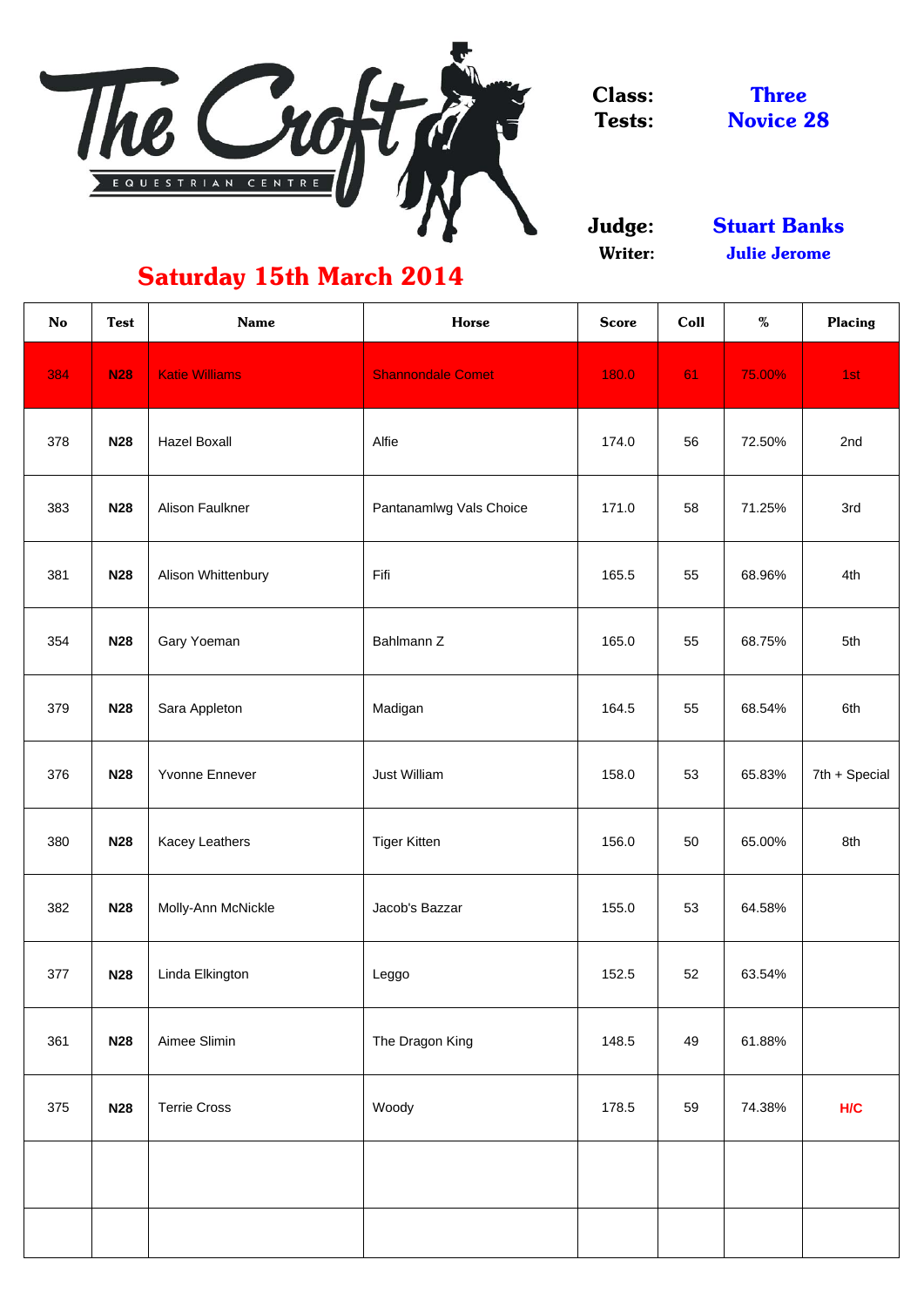# The Croft Equestrian Centre

**Saturday 15th March 2014**

**Class:** Three
**Tests:** Novice 28

**Judge:** Stuart Banks
**Writer:** Julie Jerome

| No | Test | Name | Horse | Score | Coll | % | Placing |
|---|---|---|---|---|---|---|---|
| 384 | N28 | Katie Williams | Shannondale Comet | 180.0 | 61 | 75.00% | 1st |
| 378 | N28 | Hazel Boxall | Alfie | 174.0 | 56 | 72.50% | 2nd |
| 383 | N28 | Alison Faulkner | Pantanamlwg Vals Choice | 171.0 | 58 | 71.25% | 3rd |
| 381 | N28 | Alison Whittenbury | Fifi | 165.5 | 55 | 68.96% | 4th |
| 354 | N28 | Gary Yoeman | Bahlmann Z | 165.0 | 55 | 68.75% | 5th |
| 379 | N28 | Sara Appleton | Madigan | 164.5 | 55 | 68.54% | 6th |
| 376 | N28 | Yvonne Ennever | Just William | 158.0 | 53 | 65.83% | 7th + Special |
| 380 | N28 | Kacey Leathers | Tiger Kitten | 156.0 | 50 | 65.00% | 8th |
| 382 | N28 | Molly-Ann McNickle | Jacob's Bazzar | 155.0 | 53 | 64.58% | |
| 377 | N28 | Linda Elkington | Leggo | 152.5 | 52 | 63.54% | |
| 361 | N28 | Aimee Slimin | The Dragon King | 148.5 | 49 | 61.88% | |
| 375 | N28 | Terrie Cross | Woody | 178.5 | 59 | 74.38% | H/C |
| | | | | | | | |
| | | | | | | | |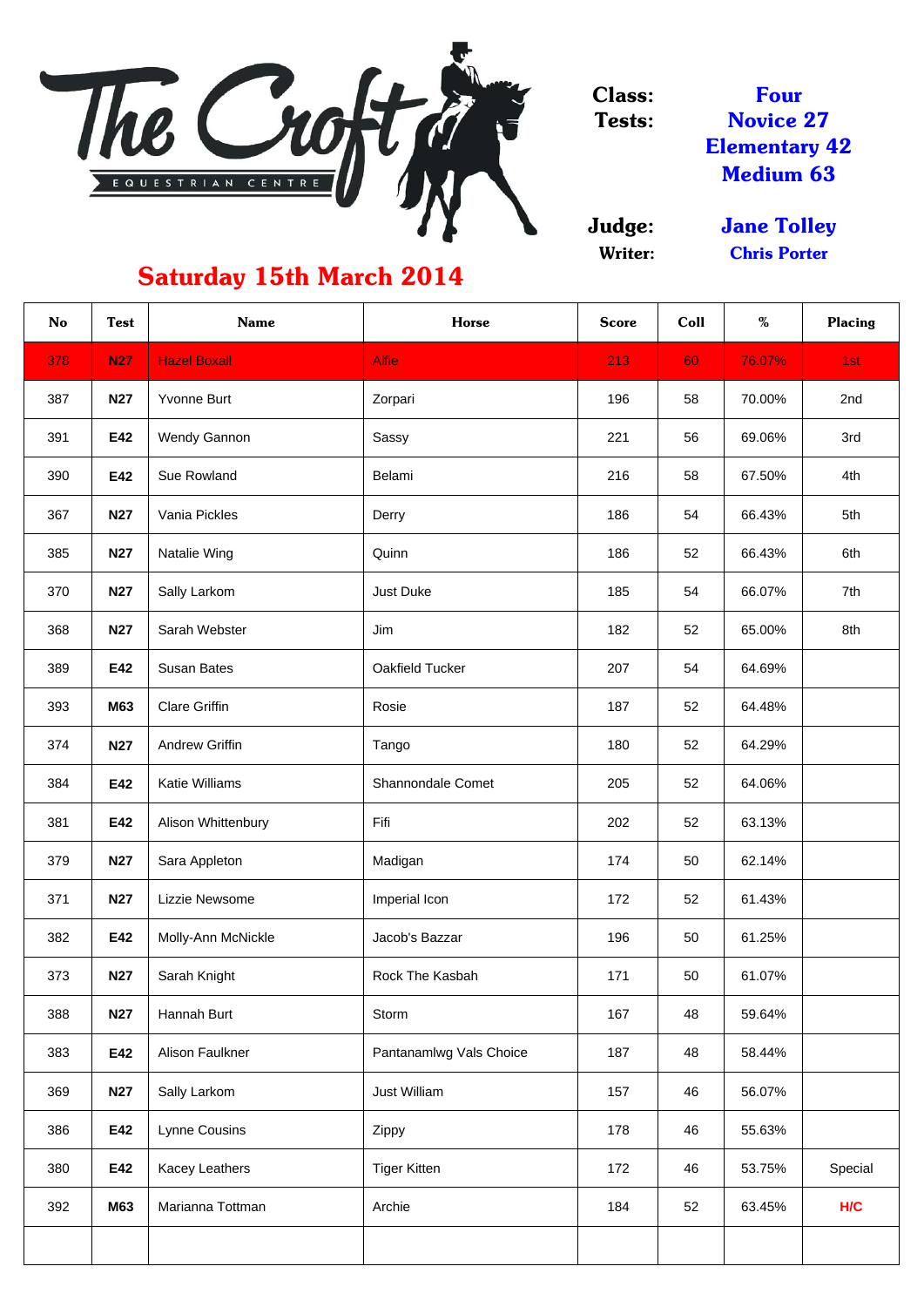The Croft
EQUESTRIAN CENTRE

**Class:** Four

**Tests:** Novice 27, Elementary 42, Medium 63

**Judge:** Jane Tolley

**Writer:** Chris Porter

## Saturday 15th March 2014

| No | Test | Name | Horse | Score | Coll | % | Placing |
|---|---|---|---|---|---|---|---|
| 378 | N27 | Hazel Boxall | Alfie | 213 | 60 | 76.07% | 1st |
| 387 | N27 | Yvonne Burt | Zorpari | 196 | 58 | 70.00% | 2nd |
| 391 | E42 | Wendy Gannon | Sassy | 221 | 56 | 69.06% | 3rd |
| 390 | E42 | Sue Rowland | Belami | 216 | 58 | 67.50% | 4th |
| 367 | N27 | Vania Pickles | Derry | 186 | 54 | 66.43% | 5th |
| 385 | N27 | Natalie Wing | Quinn | 186 | 52 | 66.43% | 6th |
| 370 | N27 | Sally Larkom | Just Duke | 185 | 54 | 66.07% | 7th |
| 368 | N27 | Sarah Webster | Jim | 182 | 52 | 65.00% | 8th |
| 389 | E42 | Susan Bates | Oakfield Tucker | 207 | 54 | 64.69% | |
| 393 | M63 | Clare Griffin | Rosie | 187 | 52 | 64.48% | |
| 374 | N27 | Andrew Griffin | Tango | 180 | 52 | 64.29% | |
| 384 | E42 | Katie Williams | Shannondale Comet | 205 | 52 | 64.06% | |
| 381 | E42 | Alison Whittenbury | Fifi | 202 | 52 | 63.13% | |
| 379 | N27 | Sara Appleton | Madigan | 174 | 50 | 62.14% | |
| 371 | N27 | Lizzie Newsome | Imperial Icon | 172 | 52 | 61.43% | |
| 382 | E42 | Molly-Ann McNickle | Jacob's Bazzar | 196 | 50 | 61.25% | |
| 373 | N27 | Sarah Knight | Rock The Kasbah | 171 | 50 | 61.07% | |
| 388 | N27 | Hannah Burt | Storm | 167 | 48 | 59.64% | |
| 383 | E42 | Alison Faulkner | Pantanamlwg Vals Choice | 187 | 48 | 58.44% | |
| 369 | N27 | Sally Larkom | Just William | 157 | 46 | 56.07% | |
| 386 | E42 | Lynne Cousins | Zippy | 178 | 46 | 55.63% | |
| 380 | E42 | Kacey Leathers | Tiger Kitten | 172 | 46 | 53.75% | Special |
| 392 | M63 | Marianna Tottman | Archie | 184 | 52 | 63.45% | H/C |
| | | | | | | | |